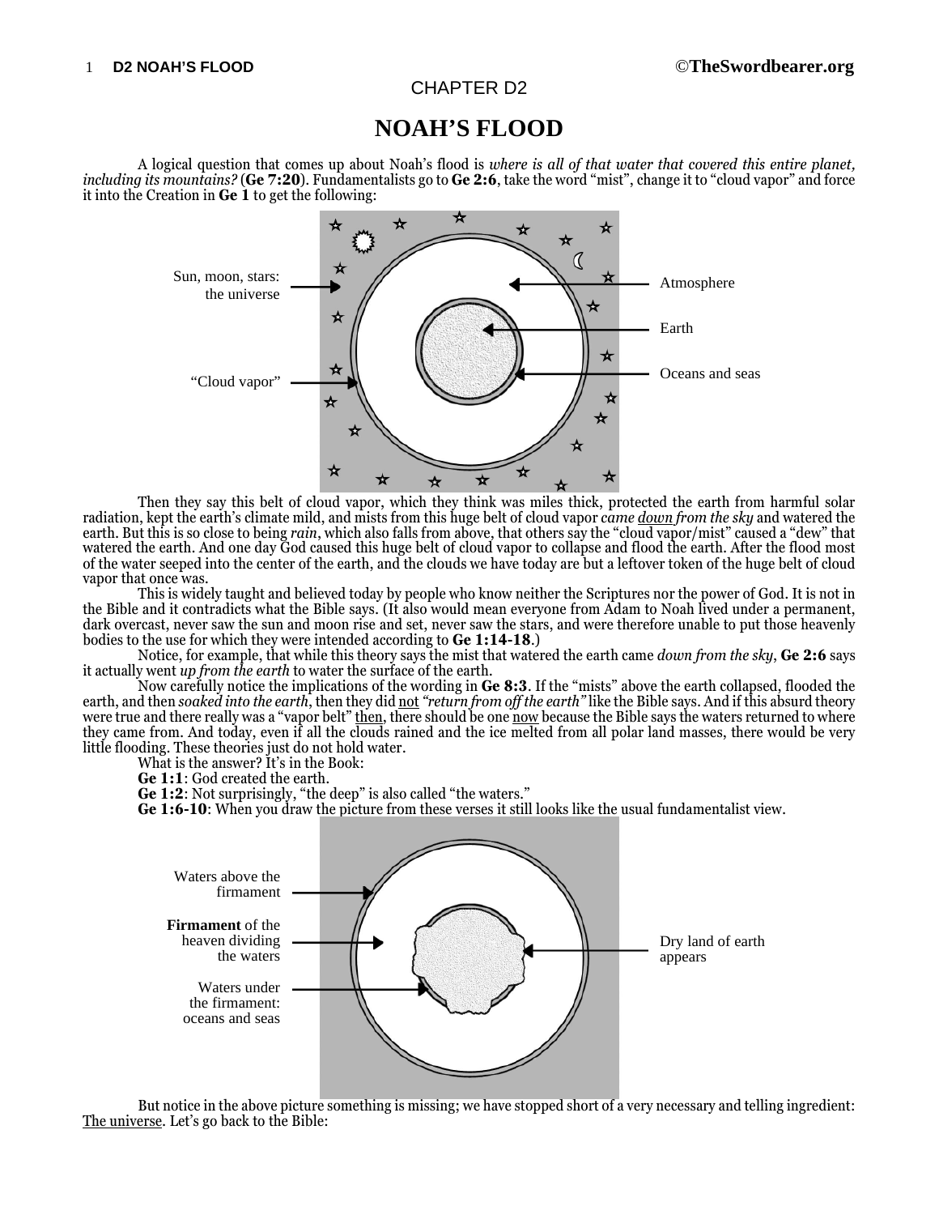CHAPTER D2

# NOAH'S FLOOD

A logical question that comes up about Noah's flood is *where is all of that water that covered this entire planet, including its mountains?* (**Ge 7:20**). Fundamentalists go to **Ge 2:6**, take the word "mist", change it to "cloud vapor" and force it into the Creation in **Ge 1** to get the following:

Then they say this belt of cloud vapor, which they think was miles thick, protected the earth from harmful solar radiation, kept the earth's climate mild, and mists from this huge belt of cloud vapor *came down from the sky* and watered the earth. But this is so close to being *rain*, which also falls from above, that others say the "cloud vapor/mist" caused a "dew" that watered the earth. And one day God caused this huge belt of cloud vapor to collapse and flood the earth. After the flood most of the water seeped into the center of the earth, and the clouds we have today are but a leftover token of the huge belt of cloud vapor that once was.

This is widely taught and believed today by people who know neither the Scriptures nor the power of God. It is not in the Bible and it contradicts what the Bible says. (It also would mean everyone from Adam to Noah lived under a permanent, dark overcast, never saw the sun and moon rise and set, never saw the stars, and were therefore unable to put those heavenly bodies to the use for which they were intended according to **Ge 1:14-18**.)

Notice, for example, that while this theory says the mist that watered the earth came *down from the sky*, **Ge 2:6** says it actually went *up from the earth* to water the surface of the earth.

Now carefully notice the implications of the wording in **Ge 8:3**. If the "mists" above the earth collapsed, flooded the earth, and then *soaked into the earth*, then they did not *"return from off the earth"* like the Bible says. And if this absurd theory were true and there really was a "vapor belt" then, there should be one now because the Bible says the waters returned to where they came from. And today, even if all the clouds rained and the ice melted from all polar land masses, there would be very little flooding. These theories just do not hold water.

What is the answer? It's in the Book:

**Ge 1:1**: God created the earth.

**Ge 1:2**: Not surprisingly, "the deep" is also called "the waters."

**Ge 1:6-10**: When you draw the picture from these verses it still looks like the usual fundamentalist view.

But notice in the above picture something is missing; we have stopped short of a very necessary and telling ingredient: The universe. Let's go back to the Bible: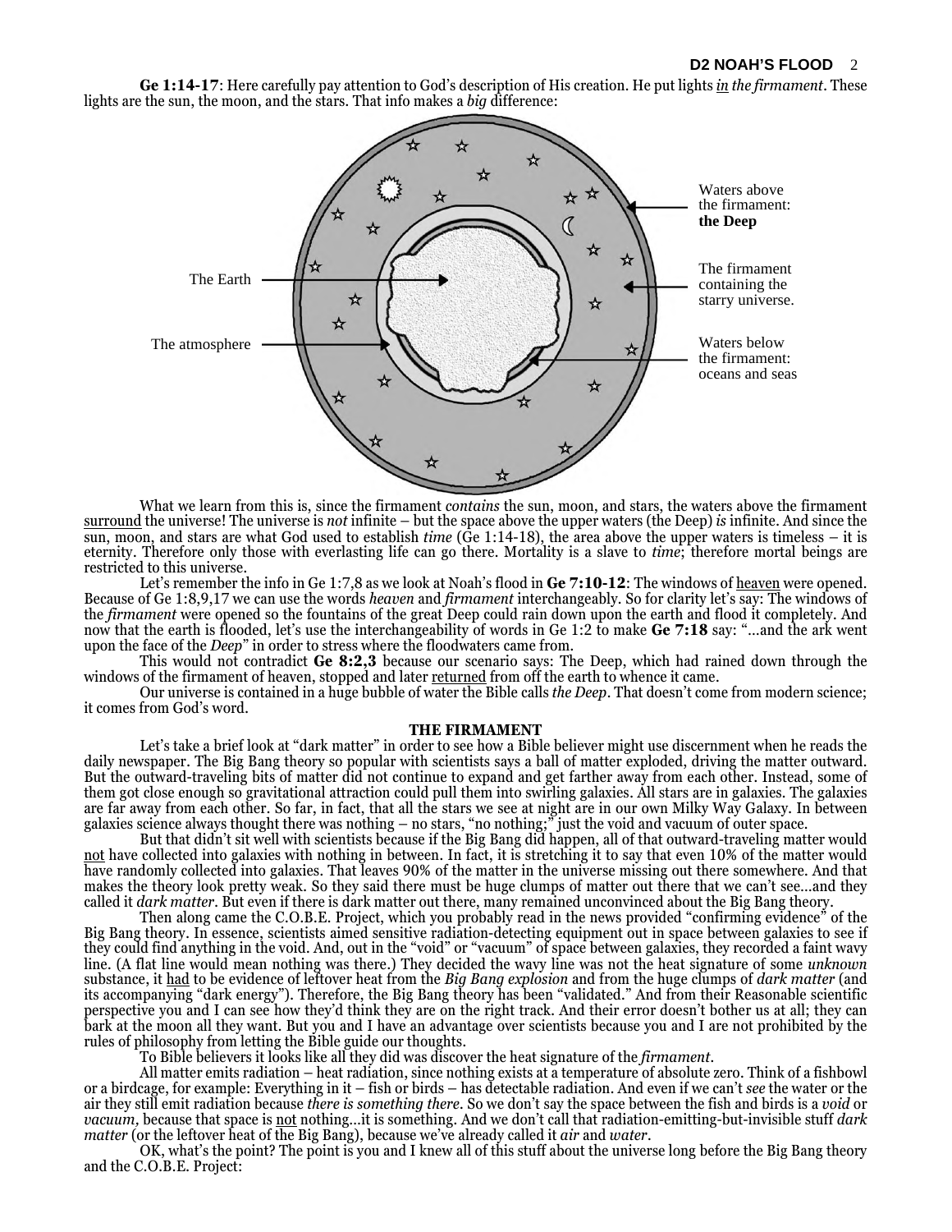**Ge 1:14-17**: Here carefully pay attention to God's description of His creation. He put lights *in the firmament*. These lights are the sun, the moon, and the stars. That info makes a *big* difference:

What we learn from this is, since the firmament *contains* the sun, moon, and stars, the waters above the firmament surround the universe! The universe is *not* infinite – but the space above the upper waters (the Deep) *is* infinite. And since the sun, moon, and stars are what God used to establish *time* (Ge 1:14-18), the area above the upper waters is timeless – it is eternity. Therefore only those with everlasting life can go there. Mortality is a slave to *time*; therefore mortal beings are restricted to this universe.

Let's remember the info in Ge 1:7,8 as we look at Noah's flood in **Ge 7:10-12**: The windows of heaven were opened. Because of Ge 1:8,9,17 we can use the words *heaven* and *firmament* interchangeably. So for clarity let's say: The windows of the *firmament* were opened so the fountains of the great Deep could rain down upon the earth and flood it completely. And now that the earth is flooded, let's use the interchangeability of words in Ge 1:2 to make **Ge 7:18** say: "…and the ark went upon the face of the *Deep*" in order to stress where the floodwaters came from.

This would not contradict **Ge 8:2,3** because our scenario says: The Deep, which had rained down through the windows of the firmament of heaven, stopped and later returned from off the earth to whence it came.

Our universe is contained in a huge bubble of water the Bible calls *the Deep*. That doesn't come from modern science; it comes from God's word.

### THE FIRMAMENT

Let's take a brief look at "dark matter" in order to see how a Bible believer might use discernment when he reads the daily newspaper. The Big Bang theory so popular with scientists says a ball of matter exploded, driving the matter outward. But the outward-traveling bits of matter did not continue to expand and get farther away from each other. Instead, some of them got close enough so gravitational attraction could pull them into swirling galaxies. All stars are in galaxies. The galaxies are far away from each other. So far, in fact, that all the stars we see at night are in our own Milky Way Galaxy. In between galaxies science always thought there was nothing – no stars, "no nothing;" just the void and vacuum of outer space.

But that didn't sit well with scientists because if the Big Bang did happen, all of that outward-traveling matter would not have collected into galaxies with nothing in between. In fact, it is stretching it to say that even 10% of the matter would have randomly collected into galaxies. That leaves 90% of the matter in the universe missing out there somewhere. And that makes the theory look pretty weak. So they said there must be huge clumps of matter out there that we can't see…and they called it *dark matter*. But even if there is dark matter out there, many remained unconvinced about the Big Bang theory.

Then along came the C.O.B.E. Project, which you probably read in the news provided "confirming evidence" of the Big Bang theory. In essence, scientists aimed sensitive radiation-detecting equipment out in space between galaxies to see if they could find anything in the void. And, out in the "void" or "vacuum" of space between galaxies, they recorded a faint wavy line. (A flat line would mean nothing was there.) They decided the wavy line was not the heat signature of some *unknown* substance, it had to be evidence of leftover heat from the *Big Bang explosion* and from the huge clumps of *dark matter* (and its accompanying "dark energy"). Therefore, the Big Bang theory has been "validated." And from their Reasonable scientific perspective you and I can see how they'd think they are on the right track. And their error doesn't bother us at all; they can bark at the moon all they want. But you and I have an advantage over scientists because you and I are not prohibited by the rules of philosophy from letting the Bible guide our thoughts.

To Bible believers it looks like all they did was discover the heat signature of the *firmament*.

All matter emits radiation – heat radiation, since nothing exists at a temperature of absolute zero. Think of a fishbowl or a birdcage, for example: Everything in it – fish or birds – has detectable radiation. And even if we can't *see* the water or the air they still emit radiation because *there is something there*. So we don't say the space between the fish and birds is a *void* or *vacuum,* because that space is not nothing…it is something. And we don't call that radiation-emitting-but-invisible stuff *dark matter* (or the leftover heat of the Big Bang), because we've already called it *air* and *water*.

OK, what's the point? The point is you and I knew all of this stuff about the universe long before the Big Bang theory and the C.O.B.E. Project: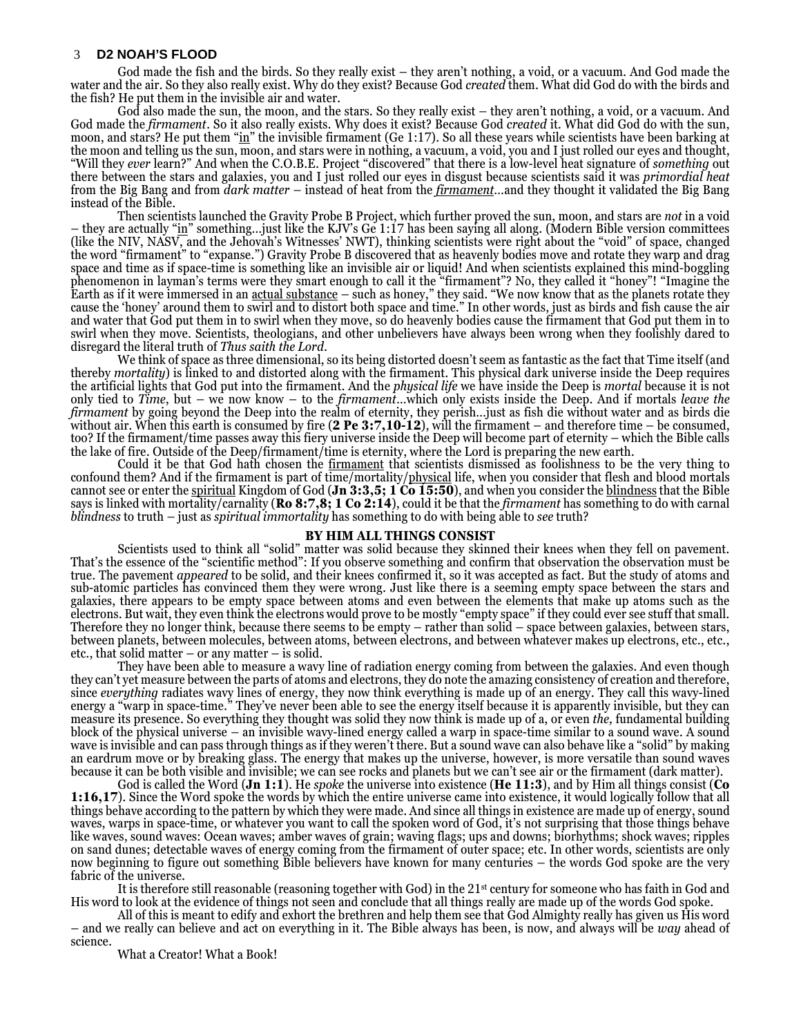God made the fish and the birds. So they really exist – they aren't nothing, a void, or a vacuum. And God made the water and the air. So they also really exist. Why do they exist? Because God *created* them. What did God do with the birds and the fish? He put them in the invisible air and water.

God also made the sun, the moon, and the stars. So they really exist – they aren't nothing, a void, or a vacuum. And God made the *firmament*. So it also really exists. Why does it exist? Because God *created* it. What did God do with the sun, moon, and stars? He put them "<u>in</u>" the invisible firmament (Ge 1:17). So all these years while scientists have been barking at the moon and telling us the sun, moon, and stars were in nothing, a vacuum, a void, you and I just rolled our eyes and thought, "Will they *ever* learn?" And when the C.O.B.E. Project "discovered" that there is a low-level heat signature of *something* out there between the stars and galaxies, you and I just rolled our eyes in disgust because scientists said it was *primordial heat* from the Big Bang and from *dark matter* – instead of heat from the *<u>firmament</u>*...and they thought it validated the Big Bang instead of the Bible.

Then scientists launched the Gravity Probe B Project, which further proved the sun, moon, and stars are *not* in a void – they are actually "<u>in</u>" something...just like the KJV's Ge 1:17 has been saying all along. (Modern Bible version committees (like the NIV, NASV, and the Jehovah's Witnesses' NWT), thinking scientists were right about the "void" of space, changed the word "firmament" to "expanse.") Gravity Probe B discovered that as heavenly bodies move and rotate they warp and drag space and time as if space-time is something like an invisible air or liquid! And when scientists explained this mind-boggling phenomenon in layman's terms were they smart enough to call it the "firmament"? No, they called it "honey"! "Imagine the Earth as if it were immersed in an <u>actual substance</u> – such as honey," they said. "We now know that as the planets rotate they cause the 'honey' around them to swirl and to distort both space and time." In other words, just as birds and fish cause the air and water that God put them in to swirl when they move, so do heavenly bodies cause the firmament that God put them in to swirl when they move. Scientists, theologians, and other unbelievers have always been wrong when they foolishly dared to disregard the literal truth of *Thus saith the Lord*.

We think of space as three dimensional, so its being distorted doesn't seem as fantastic as the fact that Time itself (and thereby *mortality*) is linked to and distorted along with the firmament. This physical dark universe inside the Deep requires the artificial lights that God put into the firmament. And the *physical life* we have inside the Deep is *mortal* because it is not only tied to *Time*, but – we now know – to the *firmament*...which only exists inside the Deep. And if mortals *leave the firmament* by going beyond the Deep into the realm of eternity, they perish...just as fish die without water and as birds die without air. When this earth is consumed by fire (**2 Pe 3:7,10-12**), will the firmament – and therefore time – be consumed, too? If the firmament/time passes away this fiery universe inside the Deep will become part of eternity – which the Bible calls the lake of fire. Outside of the Deep/firmament/time is eternity, where the Lord is preparing the new earth.

Could it be that God hath chosen the <u>firmament</u> that scientists dismissed as foolishness to be the very thing to confound them? And if the firmament is part of time/mortality/<u>physical</u> life, when you consider that flesh and blood mortals cannot see or enter the <u>spiritual</u> Kingdom of God (**Jn 3:3,5; 1 Co 15:50**), and when you consider the <u>blindness</u> that the Bible says is linked with mortality/carnality (**Ro 8:7,8; 1 Co 2:14**), could it be that the *firmament* has something to do with carnal *blindness* to truth – just as *spiritual immortality* has something to do with being able to *see* truth?

## BY HIM ALL THINGS CONSIST

Scientists used to think all "solid" matter was solid because they skinned their knees when they fell on pavement. That's the essence of the "scientific method": If you observe something and confirm that observation the observation must be true. The pavement *appeared* to be solid, and their knees confirmed it, so it was accepted as fact. But the study of atoms and sub-atomic particles has convinced them they were wrong. Just like there is a seeming empty space between the stars and galaxies, there appears to be empty space between atoms and even between the elements that make up atoms such as the electrons. But wait, they even think the electrons would prove to be mostly "empty space" if they could ever see stuff that small. Therefore they no longer think, because there seems to be empty – rather than solid – space between galaxies, between stars, between planets, between molecules, between atoms, between electrons, and between whatever makes up electrons, etc., etc., etc., that solid matter – or any matter – is solid.

They have been able to measure a wavy line of radiation energy coming from between the galaxies. And even though they can't yet measure between the parts of atoms and electrons, they do note the amazing consistency of creation and therefore, since *everything* radiates wavy lines of energy, they now think everything is made up of an energy. They call this wavy-lined energy a "warp in space-time." They've never been able to see the energy itself because it is apparently invisible, but they can measure its presence. So everything they thought was solid they now think is made up of a, or even *the,* fundamental building block of the physical universe – an invisible wavy-lined energy called a warp in space-time similar to a sound wave. A sound wave is invisible and can pass through things as if they weren't there. But a sound wave can also behave like a "solid" by making an eardrum move or by breaking glass. The energy that makes up the universe, however, is more versatile than sound waves because it can be both visible and invisible; we can see rocks and planets but we can't see air or the firmament (dark matter).

God is called the Word (**Jn 1:1**). He *spoke* the universe into existence (**He 11:3**), and by Him all things consist (**Co 1:16,17**). Since the Word spoke the words by which the entire universe came into existence, it would logically follow that all things behave according to the pattern by which they were made. And since all things in existence are made up of energy, sound waves, warps in space-time, or whatever you want to call the spoken word of God, it's not surprising that those things behave like waves, sound waves: Ocean waves; amber waves of grain; waving flags; ups and downs; biorhythms; shock waves; ripples on sand dunes; detectable waves of energy coming from the firmament of outer space; etc. In other words, scientists are only now beginning to figure out something Bible believers have known for many centuries – the words God spoke are the very fabric of the universe.

It is therefore still reasonable (reasoning together with God) in the 21st century for someone who has faith in God and His word to look at the evidence of things not seen and conclude that all things really are made up of the words God spoke.

All of this is meant to edify and exhort the brethren and help them see that God Almighty really has given us His word – and we really can believe and act on everything in it. The Bible always has been, is now, and always will be *way* ahead of science.

What a Creator! What a Book!